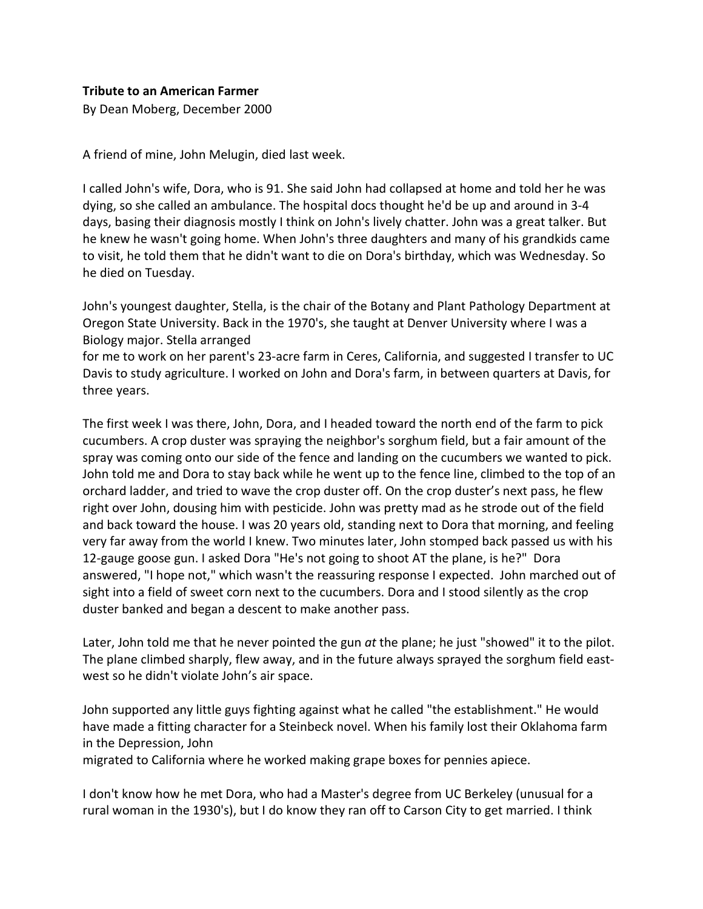**Tribute to an American Farmer**
By Dean Moberg, December 2000

A friend of mine, John Melugin, died last week.

I called John's wife, Dora, who is 91. She said John had collapsed at home and told her he was dying, so she called an ambulance. The hospital docs thought he'd be up and around in 3-4 days, basing their diagnosis mostly I think on John's lively chatter. John was a great talker. But he knew he wasn't going home. When John's three daughters and many of his grandkids came to visit, he told them that he didn't want to die on Dora's birthday, which was Wednesday. So he died on Tuesday.

John's youngest daughter, Stella, is the chair of the Botany and Plant Pathology Department at Oregon State University. Back in the 1970's, she taught at Denver University where I was a Biology major. Stella arranged for me to work on her parent's 23-acre farm in Ceres, California, and suggested I transfer to UC Davis to study agriculture. I worked on John and Dora's farm, in between quarters at Davis, for three years.

The first week I was there, John, Dora, and I headed toward the north end of the farm to pick cucumbers. A crop duster was spraying the neighbor's sorghum field, but a fair amount of the spray was coming onto our side of the fence and landing on the cucumbers we wanted to pick. John told me and Dora to stay back while he went up to the fence line, climbed to the top of an orchard ladder, and tried to wave the crop duster off. On the crop duster's next pass, he flew right over John, dousing him with pesticide. John was pretty mad as he strode out of the field and back toward the house. I was 20 years old, standing next to Dora that morning, and feeling very far away from the world I knew. Two minutes later, John stomped back passed us with his 12-gauge goose gun. I asked Dora "He's not going to shoot AT the plane, is he?" Dora answered, "I hope not," which wasn't the reassuring response I expected. John marched out of sight into a field of sweet corn next to the cucumbers. Dora and I stood silently as the crop duster banked and began a descent to make another pass.

Later, John told me that he never pointed the gun *at* the plane; he just "showed" it to the pilot. The plane climbed sharply, flew away, and in the future always sprayed the sorghum field east-west so he didn't violate John's air space.

John supported any little guys fighting against what he called "the establishment." He would have made a fitting character for a Steinbeck novel. When his family lost their Oklahoma farm in the Depression, John migrated to California where he worked making grape boxes for pennies apiece.

I don't know how he met Dora, who had a Master's degree from UC Berkeley (unusual for a rural woman in the 1930's), but I do know they ran off to Carson City to get married. I think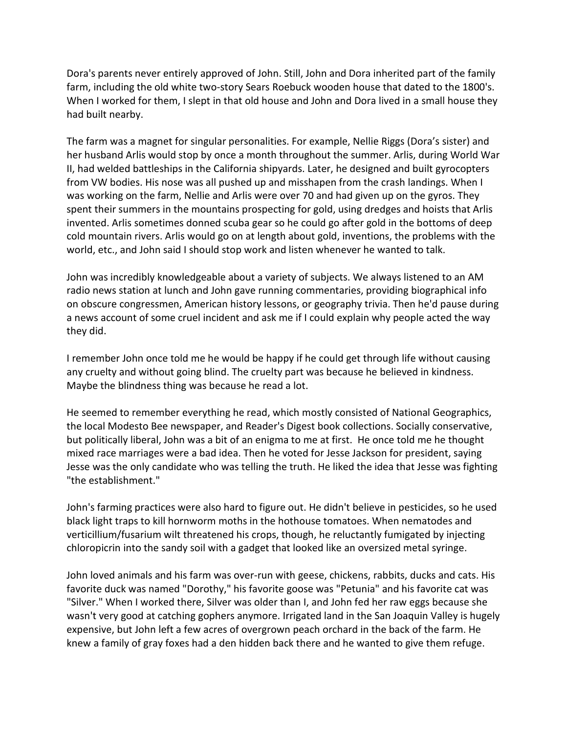Dora's parents never entirely approved of John. Still, John and Dora inherited part of the family farm, including the old white two-story Sears Roebuck wooden house that dated to the 1800's. When I worked for them, I slept in that old house and John and Dora lived in a small house they had built nearby.

The farm was a magnet for singular personalities. For example, Nellie Riggs (Dora's sister) and her husband Arlis would stop by once a month throughout the summer. Arlis, during World War II, had welded battleships in the California shipyards. Later, he designed and built gyrocopters from VW bodies. His nose was all pushed up and misshapen from the crash landings. When I was working on the farm, Nellie and Arlis were over 70 and had given up on the gyros. They spent their summers in the mountains prospecting for gold, using dredges and hoists that Arlis invented. Arlis sometimes donned scuba gear so he could go after gold in the bottoms of deep cold mountain rivers. Arlis would go on at length about gold, inventions, the problems with the world, etc., and John said I should stop work and listen whenever he wanted to talk.

John was incredibly knowledgeable about a variety of subjects. We always listened to an AM radio news station at lunch and John gave running commentaries, providing biographical info on obscure congressmen, American history lessons, or geography trivia. Then he'd pause during a news account of some cruel incident and ask me if I could explain why people acted the way they did.

I remember John once told me he would be happy if he could get through life without causing any cruelty and without going blind. The cruelty part was because he believed in kindness. Maybe the blindness thing was because he read a lot.

He seemed to remember everything he read, which mostly consisted of National Geographics, the local Modesto Bee newspaper, and Reader's Digest book collections. Socially conservative, but politically liberal, John was a bit of an enigma to me at first. He once told me he thought mixed race marriages were a bad idea. Then he voted for Jesse Jackson for president, saying Jesse was the only candidate who was telling the truth. He liked the idea that Jesse was fighting "the establishment."

John's farming practices were also hard to figure out. He didn't believe in pesticides, so he used black light traps to kill hornworm moths in the hothouse tomatoes. When nematodes and verticillium/fusarium wilt threatened his crops, though, he reluctantly fumigated by injecting chloropicrin into the sandy soil with a gadget that looked like an oversized metal syringe.

John loved animals and his farm was over-run with geese, chickens, rabbits, ducks and cats. His favorite duck was named "Dorothy," his favorite goose was "Petunia" and his favorite cat was "Silver." When I worked there, Silver was older than I, and John fed her raw eggs because she wasn't very good at catching gophers anymore. Irrigated land in the San Joaquin Valley is hugely expensive, but John left a few acres of overgrown peach orchard in the back of the farm. He knew a family of gray foxes had a den hidden back there and he wanted to give them refuge.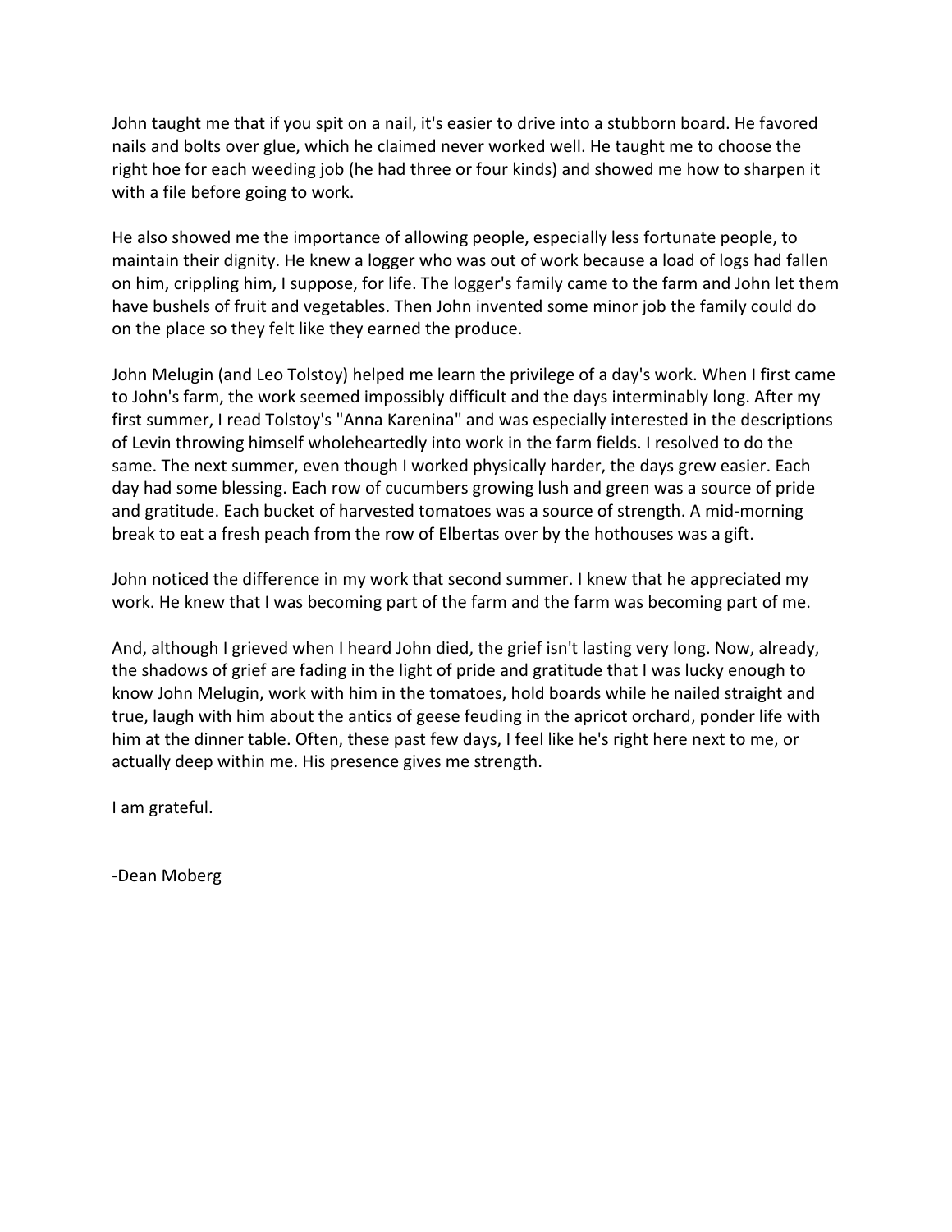John taught me that if you spit on a nail, it's easier to drive into a stubborn board. He favored nails and bolts over glue, which he claimed never worked well. He taught me to choose the right hoe for each weeding job (he had three or four kinds) and showed me how to sharpen it with a file before going to work.

He also showed me the importance of allowing people, especially less fortunate people, to maintain their dignity. He knew a logger who was out of work because a load of logs had fallen on him, crippling him, I suppose, for life. The logger's family came to the farm and John let them have bushels of fruit and vegetables. Then John invented some minor job the family could do on the place so they felt like they earned the produce.

John Melugin (and Leo Tolstoy) helped me learn the privilege of a day's work. When I first came to John's farm, the work seemed impossibly difficult and the days interminably long. After my first summer, I read Tolstoy's "Anna Karenina" and was especially interested in the descriptions of Levin throwing himself wholeheartedly into work in the farm fields. I resolved to do the same. The next summer, even though I worked physically harder, the days grew easier. Each day had some blessing. Each row of cucumbers growing lush and green was a source of pride and gratitude. Each bucket of harvested tomatoes was a source of strength. A mid-morning break to eat a fresh peach from the row of Elbertas over by the hothouses was a gift.

John noticed the difference in my work that second summer. I knew that he appreciated my work. He knew that I was becoming part of the farm and the farm was becoming part of me.

And, although I grieved when I heard John died, the grief isn't lasting very long. Now, already, the shadows of grief are fading in the light of pride and gratitude that I was lucky enough to know John Melugin, work with him in the tomatoes, hold boards while he nailed straight and true, laugh with him about the antics of geese feuding in the apricot orchard, ponder life with him at the dinner table. Often, these past few days, I feel like he's right here next to me, or actually deep within me. His presence gives me strength.

I am grateful.

-Dean Moberg